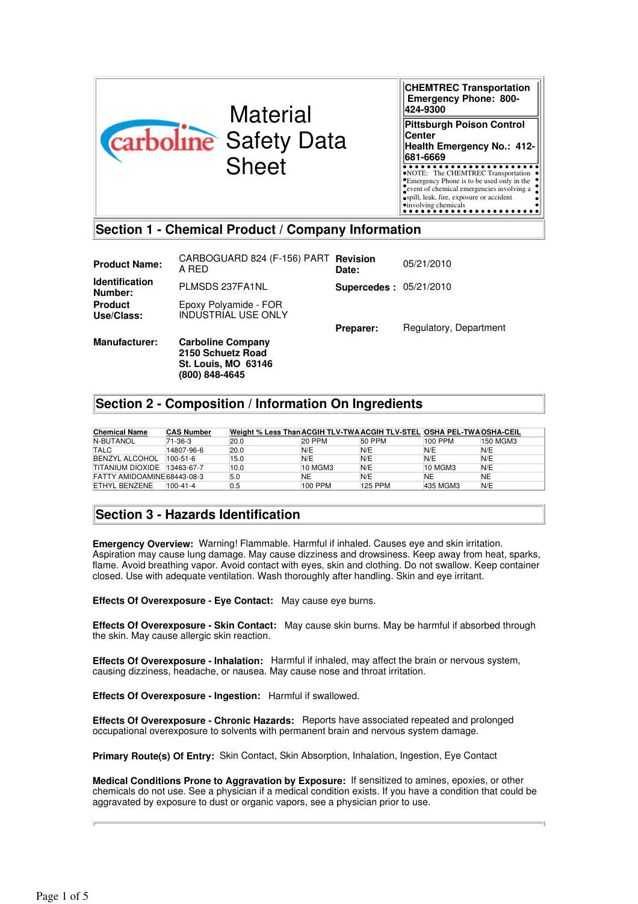# Material Safety Data Sheet

**CHEMTREC Transportation Emergency Phone: 800-424-9300**

**Pittsburgh Poison Control Center**
**Health Emergency No.: 412-681-6669**

NOTE: The CHEMTREC Transportation Emergency Phone is to be used only in the event of chemical emergencies involving a spill, leak, fire, exposure or accident involving chemicals

## Section 1 - Chemical Product / Company Information

**Product Name:** CARBOGUARD 824 (F-156) PART A RED

**Revision Date:** 05/21/2010

**Identification Number:** PLMSDS 237FA1NL

**Supercedes :** 05/21/2010

**Product Use/Class:** Epoxy Polyamide - FOR INDUSTRIAL USE ONLY

**Preparer:** Regulatory, Department

**Manufacturer:** **Carboline Company**
**2150 Schuetz Road**
**St. Louis, MO 63146**
**(800) 848-4645**

## Section 2 - Composition / Information On Ingredients

| Chemical Name | CAS Number | Weight % Less Than | ACGIH TLV-TWA | ACGIH TLV-STEL | OSHA PEL-TWA | OSHA-CEIL |
|---|---|---|---|---|---|---|
| N-BUTANOL | 71-36-3 | 20.0 | 20 PPM | 50 PPM | 100 PPM | 150 MGM3 |
| TALC | 14807-96-6 | 20.0 | N/E | N/E | N/E | N/E |
| BENZYL ALCOHOL | 100-51-6 | 15.0 | N/E | N/E | N/E | N/E |
| TITANIUM DIOXIDE | 13463-67-7 | 10.0 | 10 MGM3 | N/E | 10 MGM3 | N/E |
| FATTY AMIDOAMINE | 68443-08-3 | 5.0 | NE | N/E | NE | NE |
| ETHYL BENZENE | 100-41-4 | 0.5 | 100 PPM | 125 PPM | 435 MGM3 | N/E |

## Section 3 - Hazards Identification

**Emergency Overview:** Warning! Flammable. Harmful if inhaled. Causes eye and skin irritation. Aspiration may cause lung damage. May cause dizziness and drowsiness. Keep away from heat, sparks, flame. Avoid breathing vapor. Avoid contact with eyes, skin and clothing. Do not swallow. Keep container closed. Use with adequate ventilation. Wash thoroughly after handling. Skin and eye irritant.

**Effects Of Overexposure - Eye Contact:** May cause eye burns.

**Effects Of Overexposure - Skin Contact:** May cause skin burns. May be harmful if absorbed through the skin. May cause allergic skin reaction.

**Effects Of Overexposure - Inhalation:** Harmful if inhaled, may affect the brain or nervous system, causing dizziness, headache, or nausea. May cause nose and throat irritation.

**Effects Of Overexposure - Ingestion:** Harmful if swallowed.

**Effects Of Overexposure - Chronic Hazards:** Reports have associated repeated and prolonged occupational overexposure to solvents with permanent brain and nervous system damage.

**Primary Route(s) Of Entry:** Skin Contact, Skin Absorption, Inhalation, Ingestion, Eye Contact

**Medical Conditions Prone to Aggravation by Exposure:** If sensitized to amines, epoxies, or other chemicals do not use. See a physician if a medical condition exists. If you have a condition that could be aggravated by exposure to dust or organic vapors, see a physician prior to use.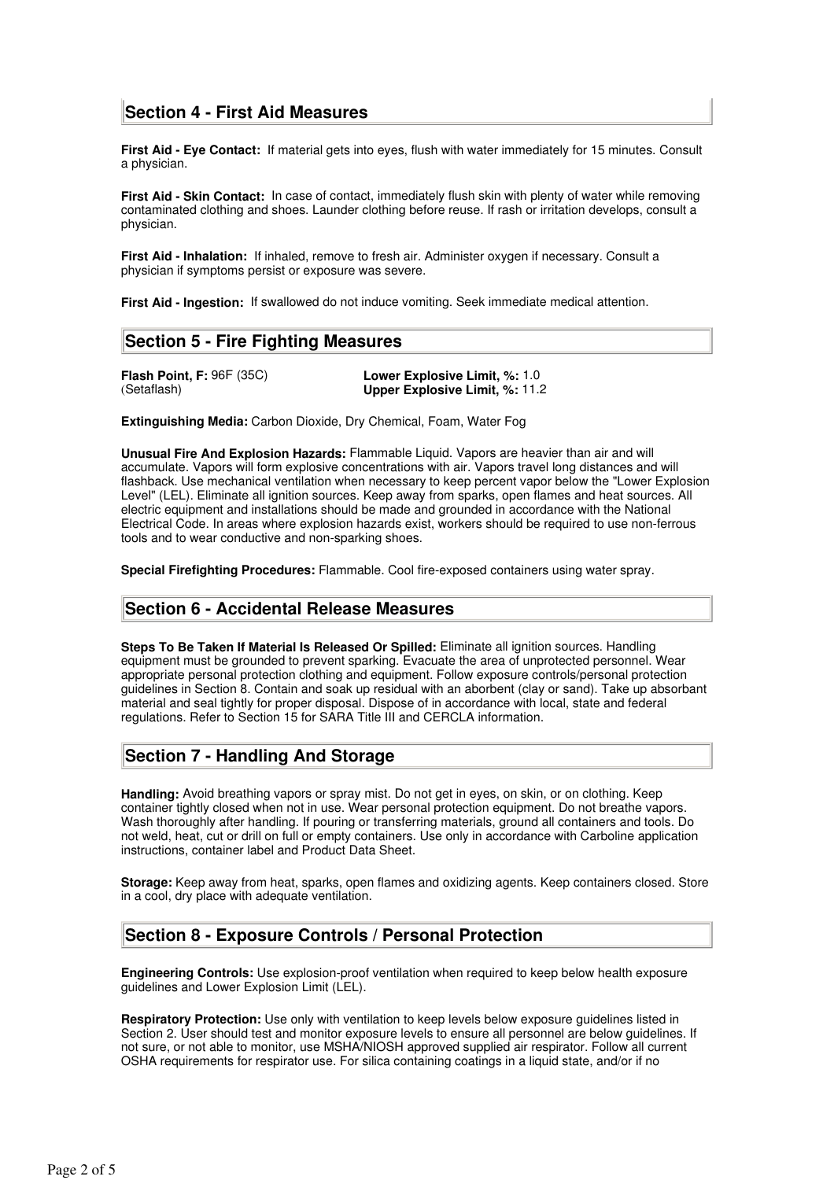## Section 4 - First Aid Measures

**First Aid - Eye Contact:** If material gets into eyes, flush with water immediately for 15 minutes. Consult a physician.

**First Aid - Skin Contact:** In case of contact, immediately flush skin with plenty of water while removing contaminated clothing and shoes. Launder clothing before reuse. If rash or irritation develops, consult a physician.

**First Aid - Inhalation:** If inhaled, remove to fresh air. Administer oxygen if necessary. Consult a physician if symptoms persist or exposure was severe.

**First Aid - Ingestion:** If swallowed do not induce vomiting. Seek immediate medical attention.

## Section 5 - Fire Fighting Measures

**Flash Point, F:** 96F (35C)
(Setaflash)

**Lower Explosive Limit, %:** 1.0
**Upper Explosive Limit, %:** 11.2

**Extinguishing Media:** Carbon Dioxide, Dry Chemical, Foam, Water Fog

**Unusual Fire And Explosion Hazards:** Flammable Liquid. Vapors are heavier than air and will accumulate. Vapors will form explosive concentrations with air. Vapors travel long distances and will flashback. Use mechanical ventilation when necessary to keep percent vapor below the "Lower Explosion Level" (LEL). Eliminate all ignition sources. Keep away from sparks, open flames and heat sources. All electric equipment and installations should be made and grounded in accordance with the National Electrical Code. In areas where explosion hazards exist, workers should be required to use non-ferrous tools and to wear conductive and non-sparking shoes.

**Special Firefighting Procedures:** Flammable. Cool fire-exposed containers using water spray.

## Section 6 - Accidental Release Measures

**Steps To Be Taken If Material Is Released Or Spilled:** Eliminate all ignition sources. Handling equipment must be grounded to prevent sparking. Evacuate the area of unprotected personnel. Wear appropriate personal protection clothing and equipment. Follow exposure controls/personal protection guidelines in Section 8. Contain and soak up residual with an aborbent (clay or sand). Take up absorbant material and seal tightly for proper disposal. Dispose of in accordance with local, state and federal regulations. Refer to Section 15 for SARA Title III and CERCLA information.

## Section 7 - Handling And Storage

**Handling:** Avoid breathing vapors or spray mist. Do not get in eyes, on skin, or on clothing. Keep container tightly closed when not in use. Wear personal protection equipment. Do not breathe vapors. Wash thoroughly after handling. If pouring or transferring materials, ground all containers and tools. Do not weld, heat, cut or drill on full or empty containers. Use only in accordance with Carboline application instructions, container label and Product Data Sheet.

**Storage:** Keep away from heat, sparks, open flames and oxidizing agents. Keep containers closed. Store in a cool, dry place with adequate ventilation.

## Section 8 - Exposure Controls / Personal Protection

**Engineering Controls:** Use explosion-proof ventilation when required to keep below health exposure guidelines and Lower Explosion Limit (LEL).

**Respiratory Protection:** Use only with ventilation to keep levels below exposure guidelines listed in Section 2. User should test and monitor exposure levels to ensure all personnel are below guidelines. If not sure, or not able to monitor, use MSHA/NIOSH approved supplied air respirator. Follow all current OSHA requirements for respirator use. For silica containing coatings in a liquid state, and/or if no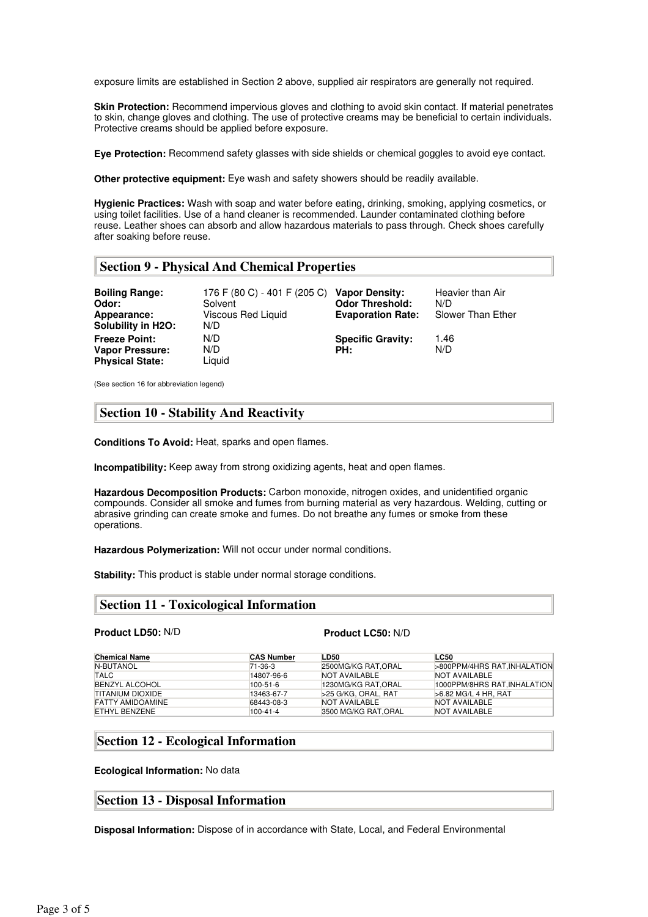exposure limits are established in Section 2 above, supplied air respirators are generally not required.

**Skin Protection:** Recommend impervious gloves and clothing to avoid skin contact. If material penetrates to skin, change gloves and clothing. The use of protective creams may be beneficial to certain individuals. Protective creams should be applied before exposure.

**Eye Protection:** Recommend safety glasses with side shields or chemical goggles to avoid eye contact.

**Other protective equipment:** Eye wash and safety showers should be readily available.

**Hygienic Practices:** Wash with soap and water before eating, drinking, smoking, applying cosmetics, or using toilet facilities. Use of a hand cleaner is recommended. Launder contaminated clothing before reuse. Leather shoes can absorb and allow hazardous materials to pass through. Check shoes carefully after soaking before reuse.

## Section 9 - Physical And Chemical Properties

| | | | |
|---|---|---|---|
| **Boiling Range:** | 176 F (80 C) - 401 F (205 C) | **Vapor Density:** | Heavier than Air |
| **Odor:** | Solvent | **Odor Threshold:** | N/D |
| **Appearance:** | Viscous Red Liquid | **Evaporation Rate:** | Slower Than Ether |
| **Solubility in H2O:** | N/D | | |
| **Freeze Point:** | N/D | **Specific Gravity:** | 1.46 |
| **Vapor Pressure:** | N/D | **PH:** | N/D |
| **Physical State:** | Liquid | | |

(See section 16 for abbreviation legend)

## Section 10 - Stability And Reactivity

**Conditions To Avoid:** Heat, sparks and open flames.

**Incompatibility:** Keep away from strong oxidizing agents, heat and open flames.

**Hazardous Decomposition Products:** Carbon monoxide, nitrogen oxides, and unidentified organic compounds. Consider all smoke and fumes from burning material as very hazardous. Welding, cutting or abrasive grinding can create smoke and fumes. Do not breathe any fumes or smoke from these operations.

**Hazardous Polymerization:** Will not occur under normal conditions.

**Stability:** This product is stable under normal storage conditions.

## Section 11 - Toxicological Information

**Product LD50:** N/D

**Product LC50:** N/D

| Chemical Name | CAS Number | LD50 | LC50 |
|---|---|---|---|
| N-BUTANOL | 71-36-3 | 2500MG/KG RAT,ORAL | >800PPM/4HRS RAT,INHALATION |
| TALC | 14807-96-6 | NOT AVAILABLE | NOT AVAILABLE |
| BENZYL ALCOHOL | 100-51-6 | 1230MG/KG RAT,ORAL | 1000PPM/8HRS RAT,INHALATION |
| TITANIUM DIOXIDE | 13463-67-7 | >25 G/KG, ORAL, RAT | >6.82 MG/L 4 HR, RAT |
| FATTY AMIDOAMINE | 68443-08-3 | NOT AVAILABLE | NOT AVAILABLE |
| ETHYL BENZENE | 100-41-4 | 3500 MG/KG RAT,ORAL | NOT AVAILABLE |

## Section 12 - Ecological Information

**Ecological Information:** No data

## Section 13 - Disposal Information

**Disposal Information:** Dispose of in accordance with State, Local, and Federal Environmental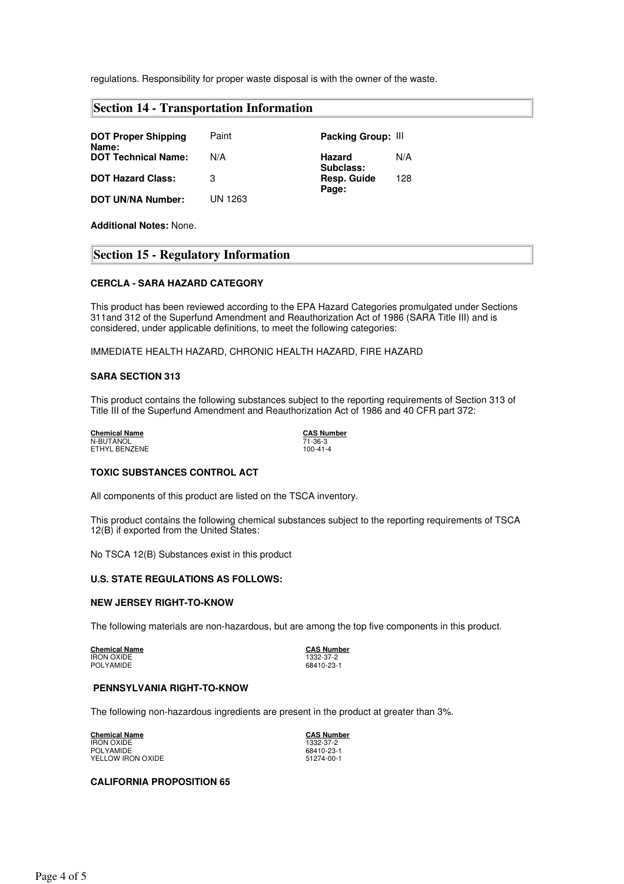regulations. Responsibility for proper waste disposal is with the owner of the waste.

## Section 14 - Transportation Information

| | | | |
|---|---|---|---|
| **DOT Proper Shipping Name:** | Paint | **Packing Group:** | III |
| **DOT Technical Name:** | N/A | **Hazard Subclass:** | N/A |
| **DOT Hazard Class:** | 3 | **Resp. Guide Page:** | 128 |
| **DOT UN/NA Number:** | UN 1263 | | |

**Additional Notes:** None.

## Section 15 - Regulatory Information

**CERCLA - SARA HAZARD CATEGORY**

This product has been reviewed according to the EPA Hazard Categories promulgated under Sections 311and 312 of the Superfund Amendment and Reauthorization Act of 1986 (SARA Title III) and is considered, under applicable definitions, to meet the following categories:

IMMEDIATE HEALTH HAZARD, CHRONIC HEALTH HAZARD, FIRE HAZARD

**SARA SECTION 313**

This product contains the following substances subject to the reporting requirements of Section 313 of Title III of the Superfund Amendment and Reauthorization Act of 1986 and 40 CFR part 372:

| Chemical Name | CAS Number |
|---|---|
| N-BUTANOL | 71-36-3 |
| ETHYL BENZENE | 100-41-4 |

**TOXIC SUBSTANCES CONTROL ACT**

All components of this product are listed on the TSCA inventory.

This product contains the following chemical substances subject to the reporting requirements of TSCA 12(B) if exported from the United States:

No TSCA 12(B) Substances exist in this product

**U.S. STATE REGULATIONS AS FOLLOWS:**

**NEW JERSEY RIGHT-TO-KNOW**

The following materials are non-hazardous, but are among the top five components in this product.

| Chemical Name | CAS Number |
|---|---|
| IRON OXIDE | 1332-37-2 |
| POLYAMIDE | 68410-23-1 |

**PENNSYLVANIA RIGHT-TO-KNOW**

The following non-hazardous ingredients are present in the product at greater than 3%.

| Chemical Name | CAS Number |
|---|---|
| IRON OXIDE | 1332-37-2 |
| POLYAMIDE | 68410-23-1 |
| YELLOW IRON OXIDE | 51274-00-1 |

**CALIFORNIA PROPOSITION 65**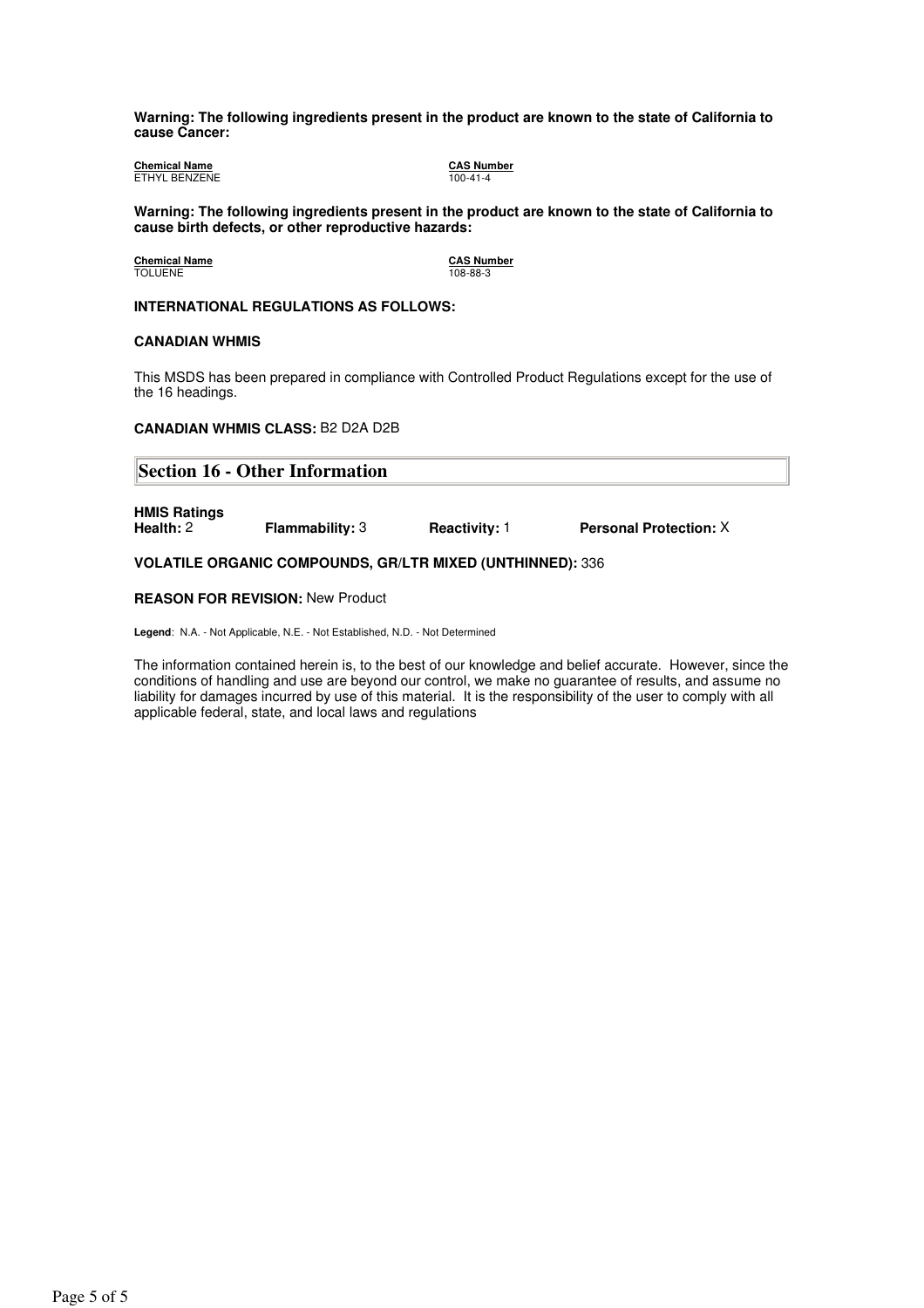**Warning: The following ingredients present in the product are known to the state of California to cause Cancer:**

| Chemical Name | CAS Number |
| --- | --- |
| ETHYL BENZENE | 100-41-4 |

**Warning: The following ingredients present in the product are known to the state of California to cause birth defects, or other reproductive hazards:**

| Chemical Name | CAS Number |
| --- | --- |
| TOLUENE | 108-88-3 |

**INTERNATIONAL REGULATIONS AS FOLLOWS:**

**CANADIAN WHMIS**

This MSDS has been prepared in compliance with Controlled Product Regulations except for the use of the 16 headings.

**CANADIAN WHMIS CLASS:** B2 D2A D2B

## Section 16 - Other Information

**HMIS Ratings**
**Health:** 2 **Flammability:** 3 **Reactivity:** 1 **Personal Protection:** X

**VOLATILE ORGANIC COMPOUNDS, GR/LTR MIXED (UNTHINNED):** 336

**REASON FOR REVISION:** New Product

**Legend**: N.A. - Not Applicable, N.E. - Not Established, N.D. - Not Determined

The information contained herein is, to the best of our knowledge and belief accurate. However, since the conditions of handling and use are beyond our control, we make no guarantee of results, and assume no liability for damages incurred by use of this material. It is the responsibility of the user to comply with all applicable federal, state, and local laws and regulations